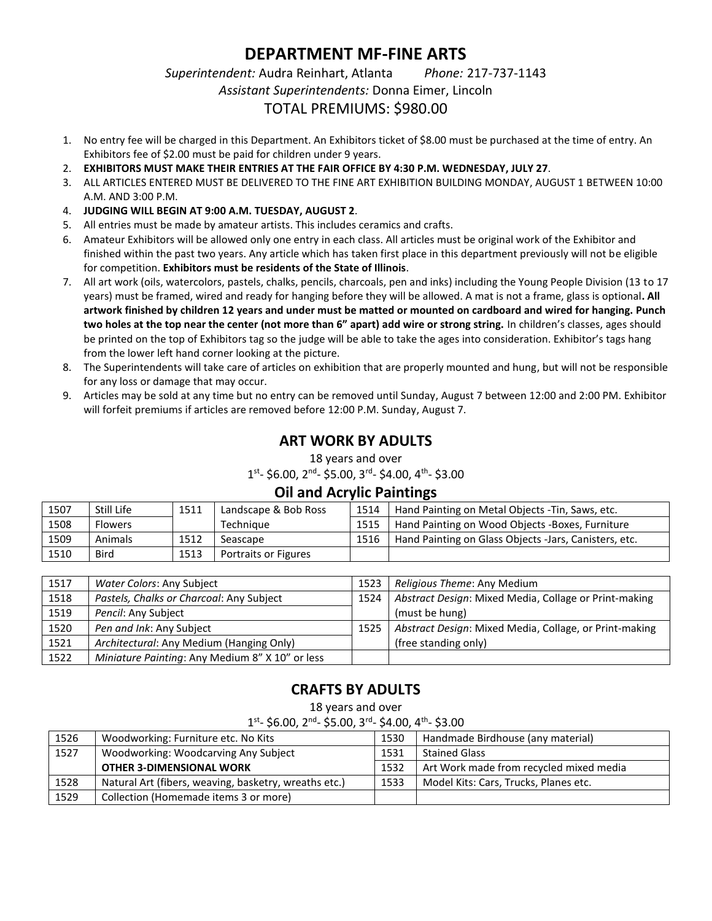# DEPARTMENT MF-FINE ARTS

*Superintendent:* Audra Reinhart, Atlanta *Phone:* 217-737-1143

*Assistant Superintendents:* Donna Eimer, Lincoln

TOTAL PREMIUMS: $980.00

1. No entry fee will be charged in this Department. An Exhibitors ticket of $8.00 must be purchased at the time of entry. An Exhibitors fee of $2.00 must be paid for children under 9 years.
2. **EXHIBITORS MUST MAKE THEIR ENTRIES AT THE FAIR OFFICE BY 4:30 P.M. WEDNESDAY, JULY 27**.
3. ALL ARTICLES ENTERED MUST BE DELIVERED TO THE FINE ART EXHIBITION BUILDING MONDAY, AUGUST 1 BETWEEN 10:00 A.M. AND 3:00 P.M.
4. **JUDGING WILL BEGIN AT 9:00 A.M. TUESDAY, AUGUST 2**.
5. All entries must be made by amateur artists. This includes ceramics and crafts.
6. Amateur Exhibitors will be allowed only one entry in each class. All articles must be original work of the Exhibitor and finished within the past two years. Any article which has taken first place in this department previously will not be eligible for competition. **Exhibitors must be residents of the State of Illinois**.
7. All art work (oils, watercolors, pastels, chalks, pencils, charcoals, pen and inks) including the Young People Division (13 to 17 years) must be framed, wired and ready for hanging before they will be allowed. A mat is not a frame, glass is optional**. All artwork finished by children 12 years and under must be matted or mounted on cardboard and wired for hanging. Punch two holes at the top near the center (not more than 6" apart) add wire or strong string.** In children's classes, ages should be printed on the top of Exhibitors tag so the judge will be able to take the ages into consideration. Exhibitor's tags hang from the lower left hand corner looking at the picture.
8. The Superintendents will take care of articles on exhibition that are properly mounted and hung, but will not be responsible for any loss or damage that may occur.
9. Articles may be sold at any time but no entry can be removed until Sunday, August 7 between 12:00 and 2:00 PM. Exhibitor will forfeit premiums if articles are removed before 12:00 P.M. Sunday, August 7.

## ART WORK BY ADULTS

18 years and over

1st- $6.00, 2nd- $5.00, 3rd- $4.00, 4th- $3.00

### Oil and Acrylic Paintings

| | | | | | |
|---|---|---|---|---|---|
| 1507 | Still Life | 1511 | Landscape & Bob Ross Technique | 1514 | Hand Painting on Metal Objects -Tin, Saws, etc. |
| 1508 | Flowers | | | 1515 | Hand Painting on Wood Objects -Boxes, Furniture |
| 1509 | Animals | 1512 | Seascape | 1516 | Hand Painting on Glass Objects -Jars, Canisters, etc. |
| 1510 | Bird | 1513 | Portraits or Figures | | |

| | | | |
|---|---|---|---|
| 1517 | *Water Colors*: Any Subject | 1523 | *Religious Theme*: Any Medium |
| 1518 | *Pastels, Chalks or Charcoal*: Any Subject | 1524 | *Abstract Design*: Mixed Media, Collage or Print-making (must be hung) |
| 1519 | *Pencil*: Any Subject | | |
| 1520 | *Pen and Ink*: Any Subject | 1525 | *Abstract Design*: Mixed Media, Collage, or Print-making (free standing only) |
| 1521 | *Architectural*: Any Medium (Hanging Only) | | |
| 1522 | *Miniature Painting*: Any Medium 8" X 10" or less | | |

## CRAFTS BY ADULTS

18 years and over

1st- $6.00, 2nd- $5.00, 3rd- $4.00, 4th- $3.00

| | | | |
|---|---|---|---|
| 1526 | Woodworking: Furniture etc. No Kits | 1530 | Handmade Birdhouse (any material) |
| 1527 | Woodworking: Woodcarving Any Subject | 1531 | Stained Glass |
| | **OTHER 3-DIMENSIONAL WORK** | 1532 | Art Work made from recycled mixed media |
| 1528 | Natural Art (fibers, weaving, basketry, wreaths etc.) | 1533 | Model Kits: Cars, Trucks, Planes etc. |
| 1529 | Collection (Homemade items 3 or more) | | |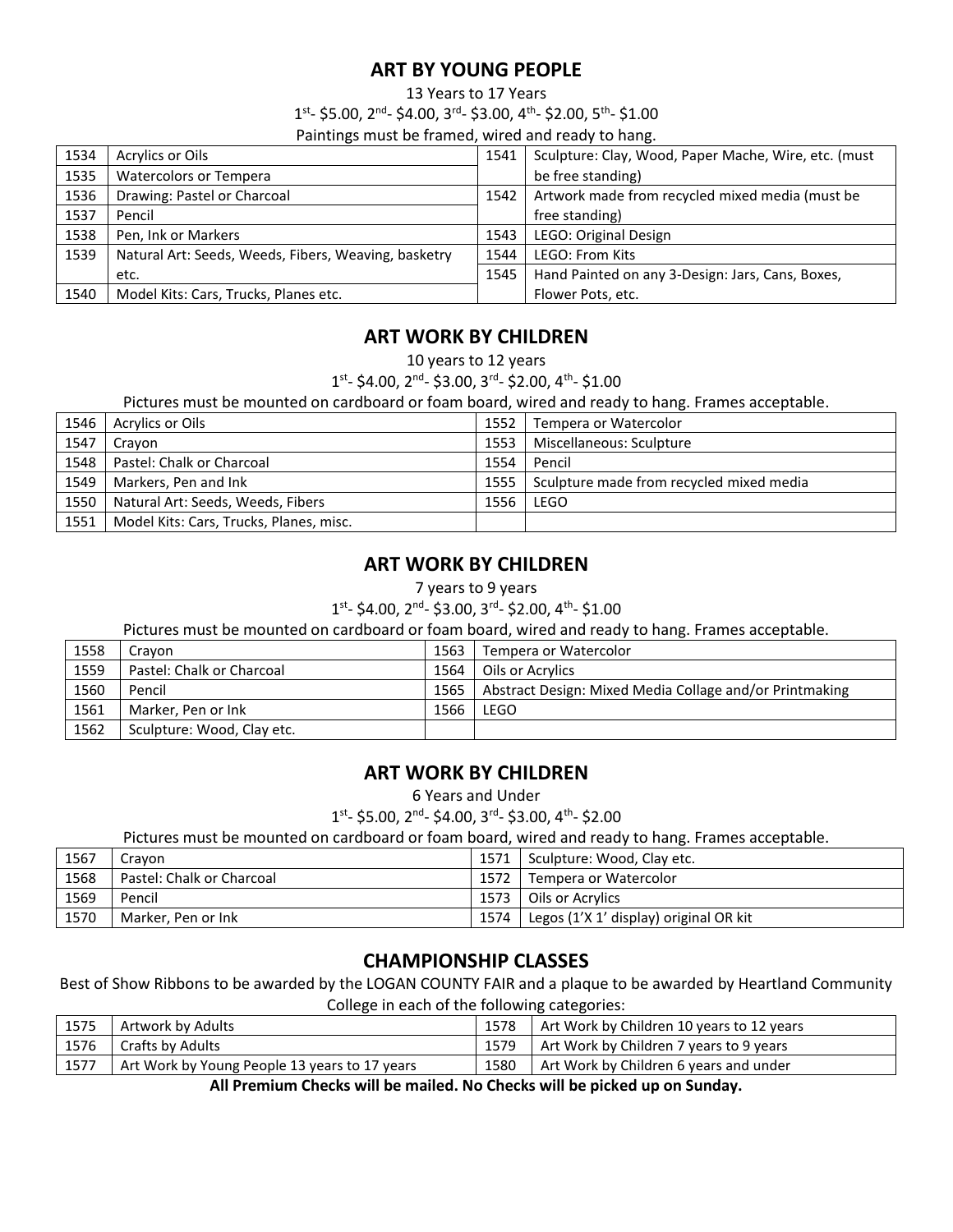## ART BY YOUNG PEOPLE

13 Years to 17 Years

1st- $5.00, 2nd- $4.00, 3rd- $3.00, 4th- $2.00, 5th- $1.00

Paintings must be framed, wired and ready to hang.

| | | | |
|---|---|---|---|
| 1534 | Acrylics or Oils | 1541 | Sculpture: Clay, Wood, Paper Mache, Wire, etc. (must be free standing) |
| 1535 | Watercolors or Tempera | | |
| 1536 | Drawing: Pastel or Charcoal | 1542 | Artwork made from recycled mixed media (must be free standing) |
| 1537 | Pencil | | |
| 1538 | Pen, Ink or Markers | 1543 | LEGO: Original Design |
| 1539 | Natural Art: Seeds, Weeds, Fibers, Weaving, basketry etc. | 1544 | LEGO: From Kits |
| | | 1545 | Hand Painted on any 3-Design: Jars, Cans, Boxes, Flower Pots, etc. |
| 1540 | Model Kits: Cars, Trucks, Planes etc. | | |

## ART WORK BY CHILDREN

10 years to 12 years

1st- $4.00, 2nd- $3.00, 3rd- $2.00, 4th- $1.00

Pictures must be mounted on cardboard or foam board, wired and ready to hang. Frames acceptable.

| | | | |
|---|---|---|---|
| 1546 | Acrylics or Oils | 1552 | Tempera or Watercolor |
| 1547 | Crayon | 1553 | Miscellaneous: Sculpture |
| 1548 | Pastel: Chalk or Charcoal | 1554 | Pencil |
| 1549 | Markers, Pen and Ink | 1555 | Sculpture made from recycled mixed media |
| 1550 | Natural Art: Seeds, Weeds, Fibers | 1556 | LEGO |
| 1551 | Model Kits: Cars, Trucks, Planes, misc. | | |

## ART WORK BY CHILDREN

7 years to 9 years

1st- $4.00, 2nd- $3.00, 3rd- $2.00, 4th- $1.00

Pictures must be mounted on cardboard or foam board, wired and ready to hang. Frames acceptable.

| | | | |
|---|---|---|---|
| 1558 | Crayon | 1563 | Tempera or Watercolor |
| 1559 | Pastel: Chalk or Charcoal | 1564 | Oils or Acrylics |
| 1560 | Pencil | 1565 | Abstract Design: Mixed Media Collage and/or Printmaking |
| 1561 | Marker, Pen or Ink | 1566 | LEGO |
| 1562 | Sculpture: Wood, Clay etc. | | |

## ART WORK BY CHILDREN

6 Years and Under

1st- $5.00, 2nd- $4.00, 3rd- $3.00, 4th- $2.00

Pictures must be mounted on cardboard or foam board, wired and ready to hang. Frames acceptable.

| | | | |
|---|---|---|---|
| 1567 | Crayon | 1571 | Sculpture: Wood, Clay etc. |
| 1568 | Pastel: Chalk or Charcoal | 1572 | Tempera or Watercolor |
| 1569 | Pencil | 1573 | Oils or Acrylics |
| 1570 | Marker, Pen or Ink | 1574 | Legos (1'X 1' display) original OR kit |

## CHAMPIONSHIP CLASSES

Best of Show Ribbons to be awarded by the LOGAN COUNTY FAIR and a plaque to be awarded by Heartland Community College in each of the following categories:

| | | | |
|---|---|---|---|
| 1575 | Artwork by Adults | 1578 | Art Work by Children 10 years to 12 years |
| 1576 | Crafts by Adults | 1579 | Art Work by Children 7 years to 9 years |
| 1577 | Art Work by Young People 13 years to 17 years | 1580 | Art Work by Children 6 years and under |

**All Premium Checks will be mailed. No Checks will be picked up on Sunday.**